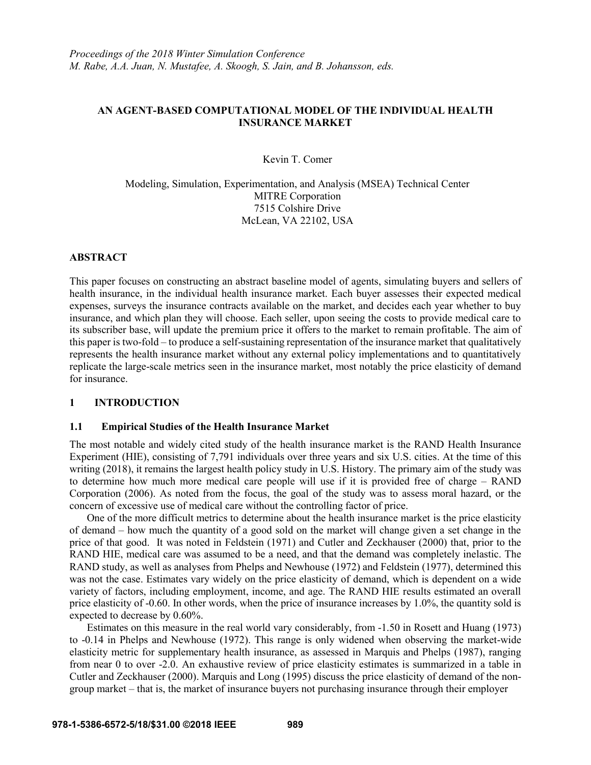*Proceedings of the 2018 Winter Simulation Conference*
*M. Rabe, A.A. Juan, N. Mustafee, A. Skoogh, S. Jain, and B. Johansson, eds.*

# AN AGENT-BASED COMPUTATIONAL MODEL OF THE INDIVIDUAL HEALTH INSURANCE MARKET

Kevin T. Comer

Modeling, Simulation, Experimentation, and Analysis (MSEA) Technical Center
MITRE Corporation
7515 Colshire Drive
McLean, VA 22102, USA

## ABSTRACT

This paper focuses on constructing an abstract baseline model of agents, simulating buyers and sellers of health insurance, in the individual health insurance market. Each buyer assesses their expected medical expenses, surveys the insurance contracts available on the market, and decides each year whether to buy insurance, and which plan they will choose. Each seller, upon seeing the costs to provide medical care to its subscriber base, will update the premium price it offers to the market to remain profitable. The aim of this paper is two-fold – to produce a self-sustaining representation of the insurance market that qualitatively represents the health insurance market without any external policy implementations and to quantitatively replicate the large-scale metrics seen in the insurance market, most notably the price elasticity of demand for insurance.

## 1 INTRODUCTION

### 1.1 Empirical Studies of the Health Insurance Market

The most notable and widely cited study of the health insurance market is the RAND Health Insurance Experiment (HIE), consisting of 7,791 individuals over three years and six U.S. cities. At the time of this writing (2018), it remains the largest health policy study in U.S. History. The primary aim of the study was to determine how much more medical care people will use if it is provided free of charge – RAND Corporation (2006). As noted from the focus, the goal of the study was to assess moral hazard, or the concern of excessive use of medical care without the controlling factor of price.

One of the more difficult metrics to determine about the health insurance market is the price elasticity of demand – how much the quantity of a good sold on the market will change given a set change in the price of that good. It was noted in Feldstein (1971) and Cutler and Zeckhauser (2000) that, prior to the RAND HIE, medical care was assumed to be a need, and that the demand was completely inelastic. The RAND study, as well as analyses from Phelps and Newhouse (1972) and Feldstein (1977), determined this was not the case. Estimates vary widely on the price elasticity of demand, which is dependent on a wide variety of factors, including employment, income, and age. The RAND HIE results estimated an overall price elasticity of -0.60. In other words, when the price of insurance increases by 1.0%, the quantity sold is expected to decrease by 0.60%.

Estimates on this measure in the real world vary considerably, from -1.50 in Rosett and Huang (1973) to -0.14 in Phelps and Newhouse (1972). This range is only widened when observing the market-wide elasticity metric for supplementary health insurance, as assessed in Marquis and Phelps (1987), ranging from near 0 to over -2.0. An exhaustive review of price elasticity estimates is summarized in a table in Cutler and Zeckhauser (2000). Marquis and Long (1995) discuss the price elasticity of demand of the non-group market – that is, the market of insurance buyers not purchasing insurance through their employer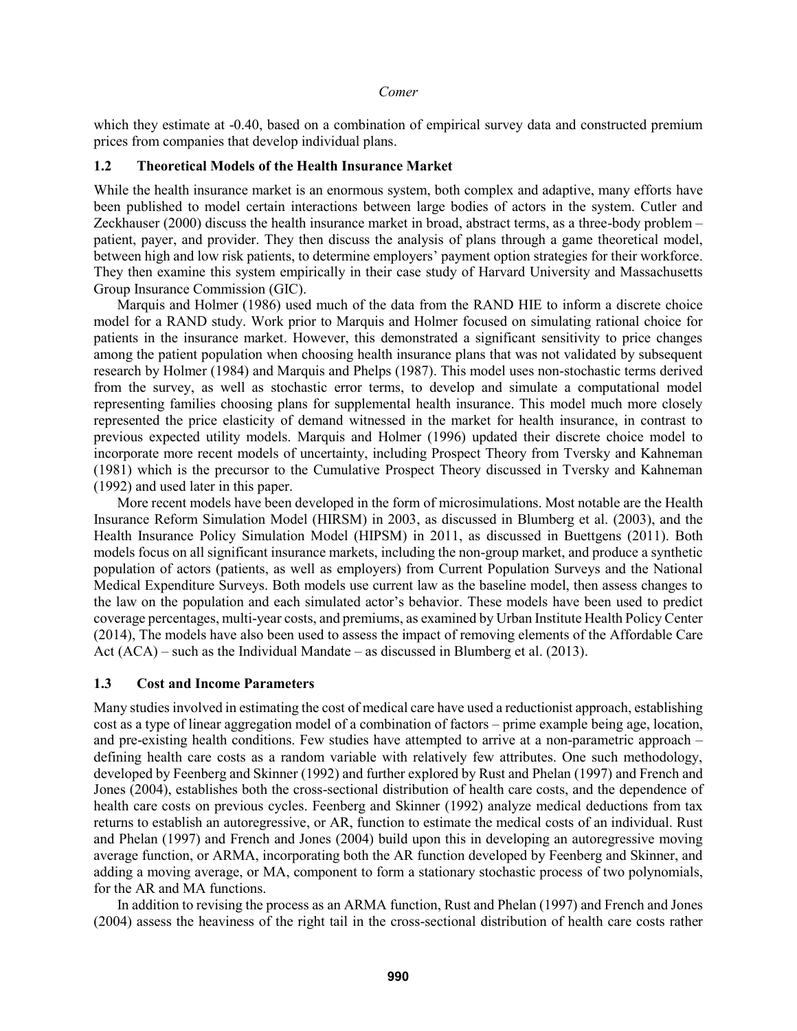which they estimate at -0.40, based on a combination of empirical survey data and constructed premium prices from companies that develop individual plans.

### 1.2 Theoretical Models of the Health Insurance Market

While the health insurance market is an enormous system, both complex and adaptive, many efforts have been published to model certain interactions between large bodies of actors in the system. Cutler and Zeckhauser (2000) discuss the health insurance market in broad, abstract terms, as a three-body problem – patient, payer, and provider. They then discuss the analysis of plans through a game theoretical model, between high and low risk patients, to determine employers' payment option strategies for their workforce. They then examine this system empirically in their case study of Harvard University and Massachusetts Group Insurance Commission (GIC).

Marquis and Holmer (1986) used much of the data from the RAND HIE to inform a discrete choice model for a RAND study. Work prior to Marquis and Holmer focused on simulating rational choice for patients in the insurance market. However, this demonstrated a significant sensitivity to price changes among the patient population when choosing health insurance plans that was not validated by subsequent research by Holmer (1984) and Marquis and Phelps (1987). This model uses non-stochastic terms derived from the survey, as well as stochastic error terms, to develop and simulate a computational model representing families choosing plans for supplemental health insurance. This model much more closely represented the price elasticity of demand witnessed in the market for health insurance, in contrast to previous expected utility models. Marquis and Holmer (1996) updated their discrete choice model to incorporate more recent models of uncertainty, including Prospect Theory from Tversky and Kahneman (1981) which is the precursor to the Cumulative Prospect Theory discussed in Tversky and Kahneman (1992) and used later in this paper.

More recent models have been developed in the form of microsimulations. Most notable are the Health Insurance Reform Simulation Model (HIRSM) in 2003, as discussed in Blumberg et al. (2003), and the Health Insurance Policy Simulation Model (HIPSM) in 2011, as discussed in Buettgens (2011). Both models focus on all significant insurance markets, including the non-group market, and produce a synthetic population of actors (patients, as well as employers) from Current Population Surveys and the National Medical Expenditure Surveys. Both models use current law as the baseline model, then assess changes to the law on the population and each simulated actor's behavior. These models have been used to predict coverage percentages, multi-year costs, and premiums, as examined by Urban Institute Health Policy Center (2014), The models have also been used to assess the impact of removing elements of the Affordable Care Act (ACA) – such as the Individual Mandate – as discussed in Blumberg et al. (2013).

### 1.3 Cost and Income Parameters

Many studies involved in estimating the cost of medical care have used a reductionist approach, establishing cost as a type of linear aggregation model of a combination of factors – prime example being age, location, and pre-existing health conditions. Few studies have attempted to arrive at a non-parametric approach – defining health care costs as a random variable with relatively few attributes. One such methodology, developed by Feenberg and Skinner (1992) and further explored by Rust and Phelan (1997) and French and Jones (2004), establishes both the cross-sectional distribution of health care costs, and the dependence of health care costs on previous cycles. Feenberg and Skinner (1992) analyze medical deductions from tax returns to establish an autoregressive, or AR, function to estimate the medical costs of an individual. Rust and Phelan (1997) and French and Jones (2004) build upon this in developing an autoregressive moving average function, or ARMA, incorporating both the AR function developed by Feenberg and Skinner, and adding a moving average, or MA, component to form a stationary stochastic process of two polynomials, for the AR and MA functions.

In addition to revising the process as an ARMA function, Rust and Phelan (1997) and French and Jones (2004) assess the heaviness of the right tail in the cross-sectional distribution of health care costs rather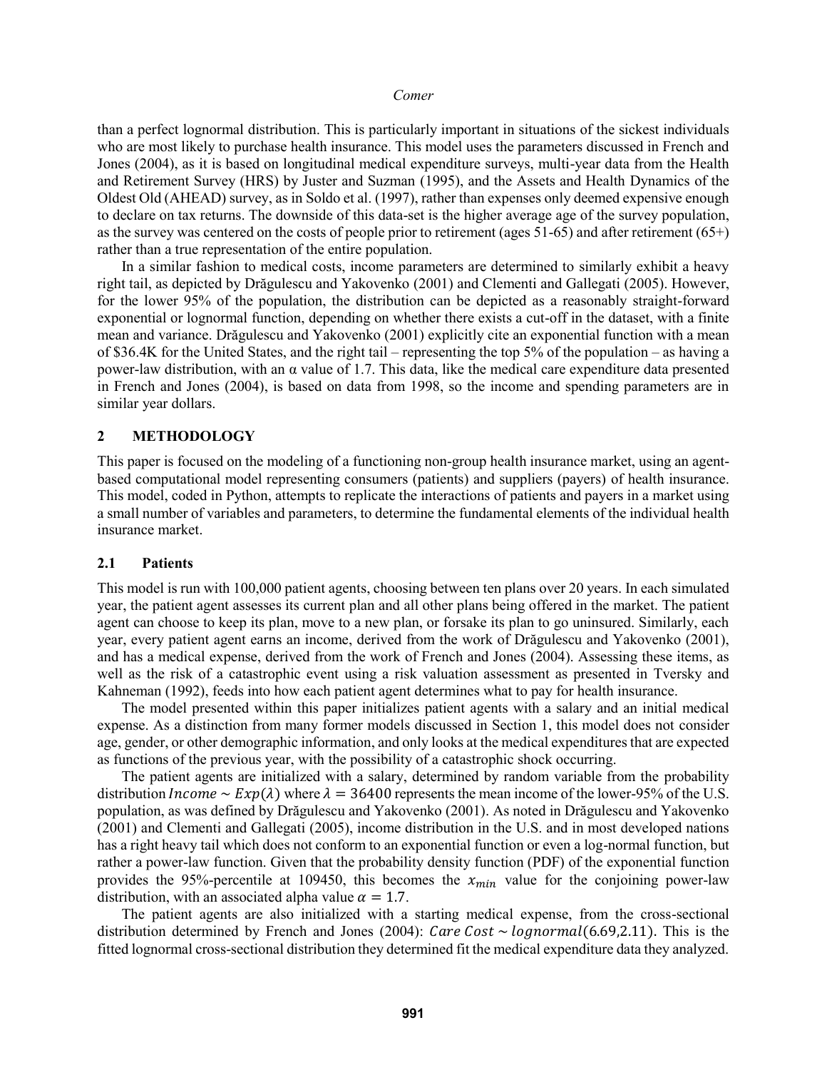than a perfect lognormal distribution. This is particularly important in situations of the sickest individuals who are most likely to purchase health insurance. This model uses the parameters discussed in French and Jones (2004), as it is based on longitudinal medical expenditure surveys, multi-year data from the Health and Retirement Survey (HRS) by Juster and Suzman (1995), and the Assets and Health Dynamics of the Oldest Old (AHEAD) survey, as in Soldo et al. (1997), rather than expenses only deemed expensive enough to declare on tax returns. The downside of this data-set is the higher average age of the survey population, as the survey was centered on the costs of people prior to retirement (ages 51-65) and after retirement (65+) rather than a true representation of the entire population.

In a similar fashion to medical costs, income parameters are determined to similarly exhibit a heavy right tail, as depicted by Drăgulescu and Yakovenko (2001) and Clementi and Gallegati (2005). However, for the lower 95% of the population, the distribution can be depicted as a reasonably straight-forward exponential or lognormal function, depending on whether there exists a cut-off in the dataset, with a finite mean and variance. Drăgulescu and Yakovenko (2001) explicitly cite an exponential function with a mean of \$36.4K for the United States, and the right tail – representing the top 5% of the population – as having a power-law distribution, with an α value of 1.7. This data, like the medical care expenditure data presented in French and Jones (2004), is based on data from 1998, so the income and spending parameters are in similar year dollars.

## 2 METHODOLOGY

This paper is focused on the modeling of a functioning non-group health insurance market, using an agent-based computational model representing consumers (patients) and suppliers (payers) of health insurance. This model, coded in Python, attempts to replicate the interactions of patients and payers in a market using a small number of variables and parameters, to determine the fundamental elements of the individual health insurance market.

### 2.1 Patients

This model is run with 100,000 patient agents, choosing between ten plans over 20 years. In each simulated year, the patient agent assesses its current plan and all other plans being offered in the market. The patient agent can choose to keep its plan, move to a new plan, or forsake its plan to go uninsured. Similarly, each year, every patient agent earns an income, derived from the work of Drăgulescu and Yakovenko (2001), and has a medical expense, derived from the work of French and Jones (2004). Assessing these items, as well as the risk of a catastrophic event using a risk valuation assessment as presented in Tversky and Kahneman (1992), feeds into how each patient agent determines what to pay for health insurance.

The model presented within this paper initializes patient agents with a salary and an initial medical expense. As a distinction from many former models discussed in Section 1, this model does not consider age, gender, or other demographic information, and only looks at the medical expenditures that are expected as functions of the previous year, with the possibility of a catastrophic shock occurring.

The patient agents are initialized with a salary, determined by random variable from the probability distribution $Income \sim Exp(\lambda)$ where $\lambda = 36400$ represents the mean income of the lower-95% of the U.S. population, as was defined by Drăgulescu and Yakovenko (2001). As noted in Drăgulescu and Yakovenko (2001) and Clementi and Gallegati (2005), income distribution in the U.S. and in most developed nations has a right heavy tail which does not conform to an exponential function or even a log-normal function, but rather a power-law function. Given that the probability density function (PDF) of the exponential function provides the 95%-percentile at 109450, this becomes the $x_{min}$ value for the conjoining power-law distribution, with an associated alpha value $\alpha = 1.7$.

The patient agents are also initialized with a starting medical expense, from the cross-sectional distribution determined by French and Jones (2004): $Care\ Cost \sim lognormal(6.69, 2.11)$. This is the fitted lognormal cross-sectional distribution they determined fit the medical expenditure data they analyzed.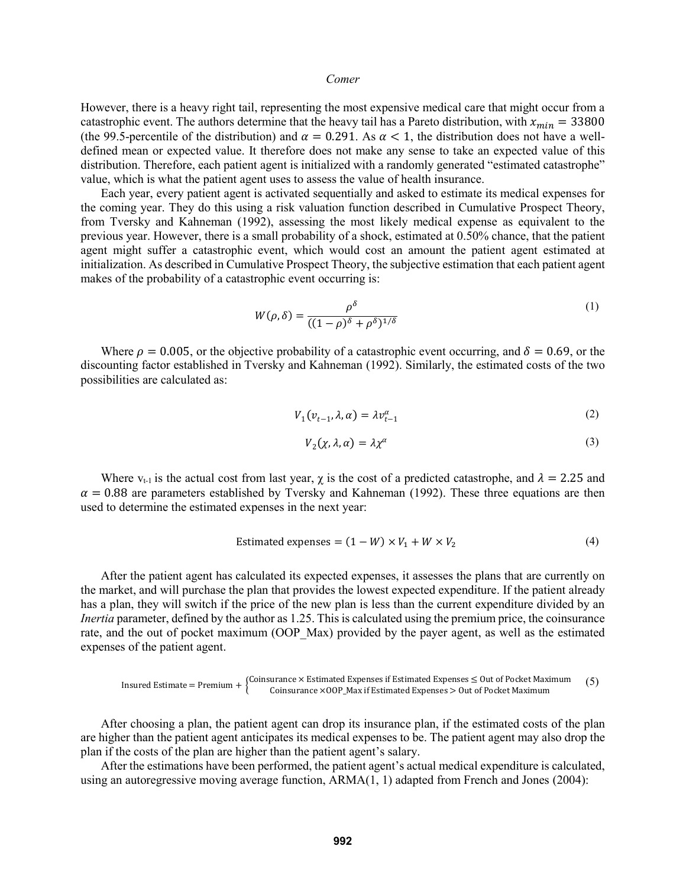However, there is a heavy right tail, representing the most expensive medical care that might occur from a catastrophic event. The authors determine that the heavy tail has a Pareto distribution, with $x_{min} = 33800$ (the 99.5-percentile of the distribution) and $\alpha = 0.291$. As $\alpha < 1$, the distribution does not have a well-defined mean or expected value. It therefore does not make any sense to take an expected value of this distribution. Therefore, each patient agent is initialized with a randomly generated "estimated catastrophe" value, which is what the patient agent uses to assess the value of health insurance.

Each year, every patient agent is activated sequentially and asked to estimate its medical expenses for the coming year. They do this using a risk valuation function described in Cumulative Prospect Theory, from Tversky and Kahneman (1992), assessing the most likely medical expense as equivalent to the previous year. However, there is a small probability of a shock, estimated at 0.50% chance, that the patient agent might suffer a catastrophic event, which would cost an amount the patient agent estimated at initialization. As described in Cumulative Prospect Theory, the subjective estimation that each patient agent makes of the probability of a catastrophic event occurring is:

$$W(\rho, \delta) = \frac{\rho^{\delta}}{((1-\rho)^{\delta} + \rho^{\delta})^{1/\delta}} \tag{1}$$

Where $\rho = 0.005$, or the objective probability of a catastrophic event occurring, and $\delta = 0.69$, or the discounting factor established in Tversky and Kahneman (1992). Similarly, the estimated costs of the two possibilities are calculated as:

$$V_1(v_{t-1}, \lambda, \alpha) = \lambda v_{t-1}^{\alpha} \tag{2}$$

$$V_2(\chi, \lambda, \alpha) = \lambda \chi^{\alpha} \tag{3}$$

Where $v_{t-1}$ is the actual cost from last year, $\chi$ is the cost of a predicted catastrophe, and $\lambda = 2.25$ and $\alpha = 0.88$ are parameters established by Tversky and Kahneman (1992). These three equations are then used to determine the estimated expenses in the next year:

$$\text{Estimated expenses} = (1 - W) \times V_1 + W \times V_2 \tag{4}$$

After the patient agent has calculated its expected expenses, it assesses the plans that are currently on the market, and will purchase the plan that provides the lowest expected expenditure. If the patient already has a plan, they will switch if the price of the new plan is less than the current expenditure divided by an *Inertia* parameter, defined by the author as 1.25. This is calculated using the premium price, the coinsurance rate, and the out of pocket maximum (OOP_Max) provided by the payer agent, as well as the estimated expenses of the patient agent.

$$\text{Insured Estimate} = \text{Premium} + \begin{cases} \text{Coinsurance} \times \text{Estimated Expenses if Estimated Expenses} \leq \text{Out of Pocket Maximum} \\ \text{Coinsurance} \times \text{OOP\_Max if Estimated Expenses} > \text{Out of Pocket Maximum} \end{cases} \tag{5}$$

After choosing a plan, the patient agent can drop its insurance plan, if the estimated costs of the plan are higher than the patient agent anticipates its medical expenses to be. The patient agent may also drop the plan if the costs of the plan are higher than the patient agent's salary.

After the estimations have been performed, the patient agent's actual medical expenditure is calculated, using an autoregressive moving average function, ARMA(1, 1) adapted from French and Jones (2004):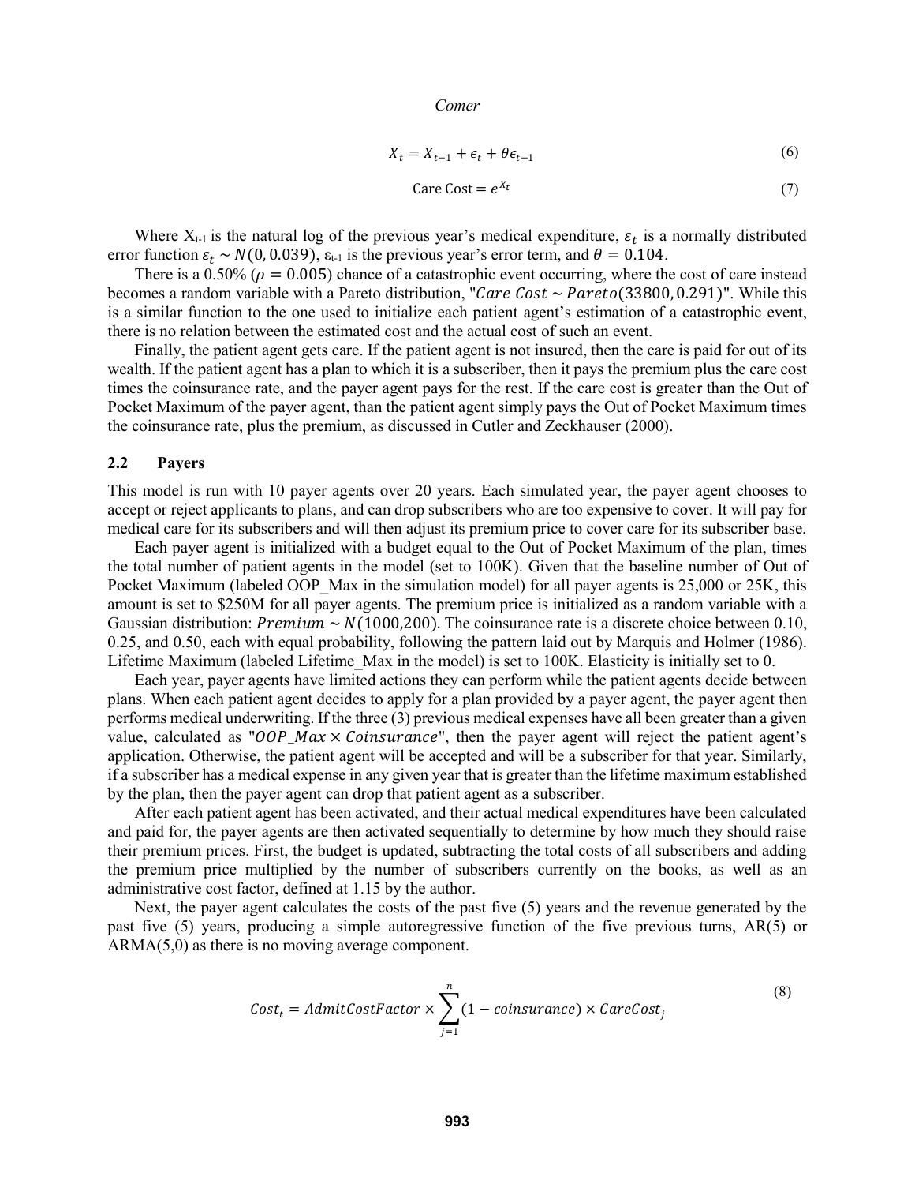$$X_t = X_{t-1} + \epsilon_t + \theta\epsilon_{t-1} \tag{6}$$

$$\text{Care Cost} = e^{X_t} \tag{7}$$

Where $X_{t-1}$ is the natural log of the previous year's medical expenditure, $\varepsilon_t$ is a normally distributed error function $\varepsilon_t \sim N(0, 0.039)$, $\varepsilon_{t-1}$ is the previous year's error term, and $\theta = 0.104$.

There is a 0.50% ($\rho = 0.005$) chance of a catastrophic event occurring, where the cost of care instead becomes a random variable with a Pareto distribution, "$Care\ Cost \sim Pareto(33800, 0.291)$". While this is a similar function to the one used to initialize each patient agent's estimation of a catastrophic event, there is no relation between the estimated cost and the actual cost of such an event.

Finally, the patient agent gets care. If the patient agent is not insured, then the care is paid for out of its wealth. If the patient agent has a plan to which it is a subscriber, then it pays the premium plus the care cost times the coinsurance rate, and the payer agent pays for the rest. If the care cost is greater than the Out of Pocket Maximum of the payer agent, than the patient agent simply pays the Out of Pocket Maximum times the coinsurance rate, plus the premium, as discussed in Cutler and Zeckhauser (2000).

## 2.2 Payers

This model is run with 10 payer agents over 20 years. Each simulated year, the payer agent chooses to accept or reject applicants to plans, and can drop subscribers who are too expensive to cover. It will pay for medical care for its subscribers and will then adjust its premium price to cover care for its subscriber base.

Each payer agent is initialized with a budget equal to the Out of Pocket Maximum of the plan, times the total number of patient agents in the model (set to 100K). Given that the baseline number of Out of Pocket Maximum (labeled OOP_Max in the simulation model) for all payer agents is 25,000 or 25K, this amount is set to \$250M for all payer agents. The premium price is initialized as a random variable with a Gaussian distribution: $Premium \sim N(1000, 200)$. The coinsurance rate is a discrete choice between 0.10, 0.25, and 0.50, each with equal probability, following the pattern laid out by Marquis and Holmer (1986). Lifetime Maximum (labeled Lifetime_Max in the model) is set to 100K. Elasticity is initially set to 0.

Each year, payer agents have limited actions they can perform while the patient agents decide between plans. When each patient agent decides to apply for a plan provided by a payer agent, the payer agent then performs medical underwriting. If the three (3) previous medical expenses have all been greater than a given value, calculated as "$OOP\_Max \times Coinsurance$", then the payer agent will reject the patient agent's application. Otherwise, the patient agent will be accepted and will be a subscriber for that year. Similarly, if a subscriber has a medical expense in any given year that is greater than the lifetime maximum established by the plan, then the payer agent can drop that patient agent as a subscriber.

After each patient agent has been activated, and their actual medical expenditures have been calculated and paid for, the payer agents are then activated sequentially to determine by how much they should raise their premium prices. First, the budget is updated, subtracting the total costs of all subscribers and adding the premium price multiplied by the number of subscribers currently on the books, as well as an administrative cost factor, defined at 1.15 by the author.

Next, the payer agent calculates the costs of the past five (5) years and the revenue generated by the past five (5) years, producing a simple autoregressive function of the five previous turns, AR(5) or ARMA(5,0) as there is no moving average component.

$$Cost_t = AdmitCostFactor \times \sum_{j=1}^{n} (1 - coinsurance) \times CareCost_j \tag{8}$$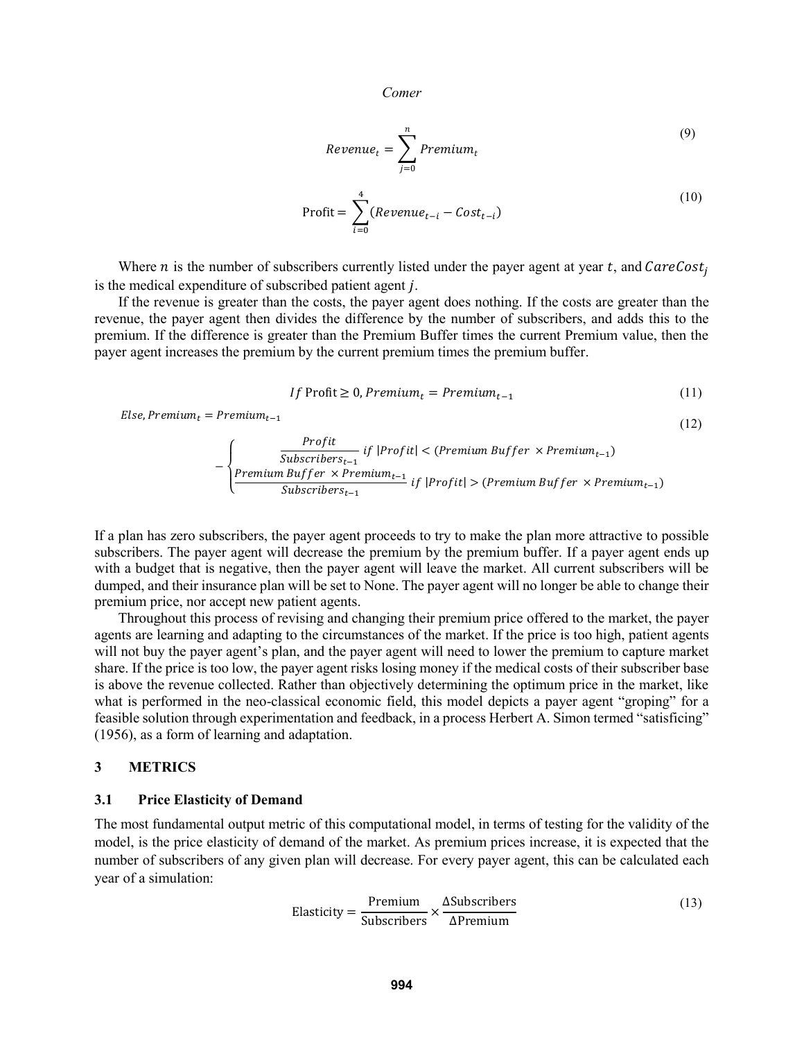$$Revenue_t = \sum_{j=0}^{n} Premium_t \tag{9}$$

$$\text{Profit} = \sum_{i=0}^{4} (Revenue_{t-i} - Cost_{t-i}) \tag{10}$$

Where $n$ is the number of subscribers currently listed under the payer agent at year $t$, and $CareCost_j$ is the medical expenditure of subscribed patient agent $j$.

If the revenue is greater than the costs, the payer agent does nothing. If the costs are greater than the revenue, the payer agent then divides the difference by the number of subscribers, and adds this to the premium. If the difference is greater than the Premium Buffer times the current Premium value, then the payer agent increases the premium by the current premium times the premium buffer.

$$If\ \text{Profit} \geq 0, Premium_t = Premium_{t-1} \tag{11}$$

$$Else, Premium_t = Premium_{t-1} - \begin{cases} \dfrac{Profit}{Subscribers_{t-1}} \ if\ |Profit| < (Premium\ Buffer\ \times Premium_{t-1}) \\ \dfrac{Premium\ Buffer\ \times Premium_{t-1}}{Subscribers_{t-1}} \ if\ |Profit| > (Premium\ Buffer\ \times Premium_{t-1}) \end{cases} \tag{12}$$

If a plan has zero subscribers, the payer agent proceeds to try to make the plan more attractive to possible subscribers. The payer agent will decrease the premium by the premium buffer. If a payer agent ends up with a budget that is negative, then the payer agent will leave the market. All current subscribers will be dumped, and their insurance plan will be set to None. The payer agent will no longer be able to change their premium price, nor accept new patient agents.

Throughout this process of revising and changing their premium price offered to the market, the payer agents are learning and adapting to the circumstances of the market. If the price is too high, patient agents will not buy the payer agent's plan, and the payer agent will need to lower the premium to capture market share. If the price is too low, the payer agent risks losing money if the medical costs of their subscriber base is above the revenue collected. Rather than objectively determining the optimum price in the market, like what is performed in the neo-classical economic field, this model depicts a payer agent "groping" for a feasible solution through experimentation and feedback, in a process Herbert A. Simon termed "satisficing" (1956), as a form of learning and adaptation.

## 3 METRICS

### 3.1 Price Elasticity of Demand

The most fundamental output metric of this computational model, in terms of testing for the validity of the model, is the price elasticity of demand of the market. As premium prices increase, it is expected that the number of subscribers of any given plan will decrease. For every payer agent, this can be calculated each year of a simulation:

$$\text{Elasticity} = \frac{\text{Premium}}{\text{Subscribers}} \times \frac{\Delta\text{Subscribers}}{\Delta\text{Premium}} \tag{13}$$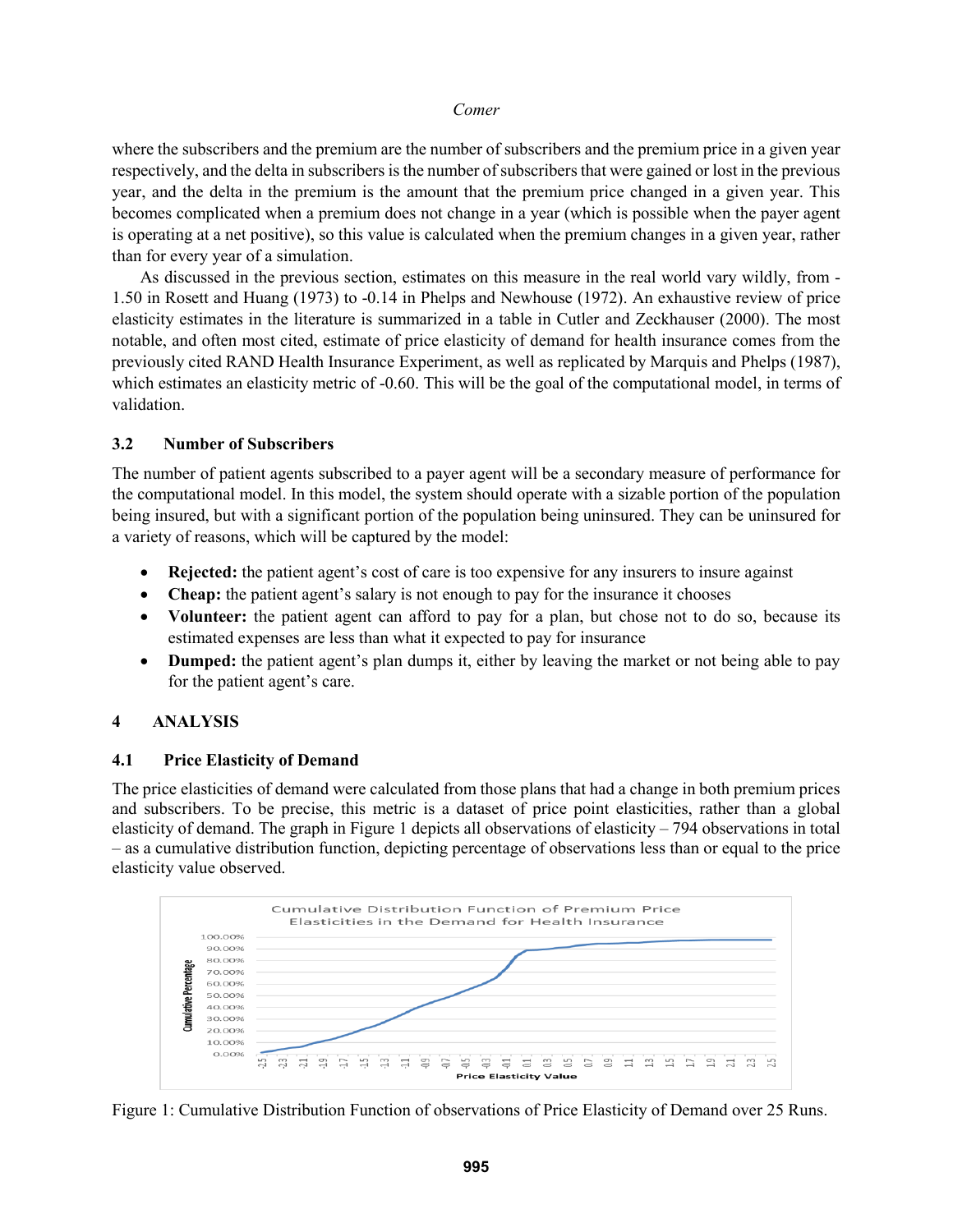where the subscribers and the premium are the number of subscribers and the premium price in a given year respectively, and the delta in subscribers is the number of subscribers that were gained or lost in the previous year, and the delta in the premium is the amount that the premium price changed in a given year. This becomes complicated when a premium does not change in a year (which is possible when the payer agent is operating at a net positive), so this value is calculated when the premium changes in a given year, rather than for every year of a simulation.

As discussed in the previous section, estimates on this measure in the real world vary wildly, from -1.50 in Rosett and Huang (1973) to -0.14 in Phelps and Newhouse (1972). An exhaustive review of price elasticity estimates in the literature is summarized in a table in Cutler and Zeckhauser (2000). The most notable, and often most cited, estimate of price elasticity of demand for health insurance comes from the previously cited RAND Health Insurance Experiment, as well as replicated by Marquis and Phelps (1987), which estimates an elasticity metric of -0.60. This will be the goal of the computational model, in terms of validation.

### 3.2 Number of Subscribers

The number of patient agents subscribed to a payer agent will be a secondary measure of performance for the computational model. In this model, the system should operate with a sizable portion of the population being insured, but with a significant portion of the population being uninsured. They can be uninsured for a variety of reasons, which will be captured by the model:

- **Rejected:** the patient agent's cost of care is too expensive for any insurers to insure against
- **Cheap:** the patient agent's salary is not enough to pay for the insurance it chooses
- **Volunteer:** the patient agent can afford to pay for a plan, but chose not to do so, because its estimated expenses are less than what it expected to pay for insurance
- **Dumped:** the patient agent's plan dumps it, either by leaving the market or not being able to pay for the patient agent's care.

## 4 ANALYSIS

### 4.1 Price Elasticity of Demand

The price elasticities of demand were calculated from those plans that had a change in both premium prices and subscribers. To be precise, this metric is a dataset of price point elasticities, rather than a global elasticity of demand. The graph in Figure 1 depicts all observations of elasticity – 794 observations in total – as a cumulative distribution function, depicting percentage of observations less than or equal to the price elasticity value observed.

Figure 1: Cumulative Distribution Function of observations of Price Elasticity of Demand over 25 Runs.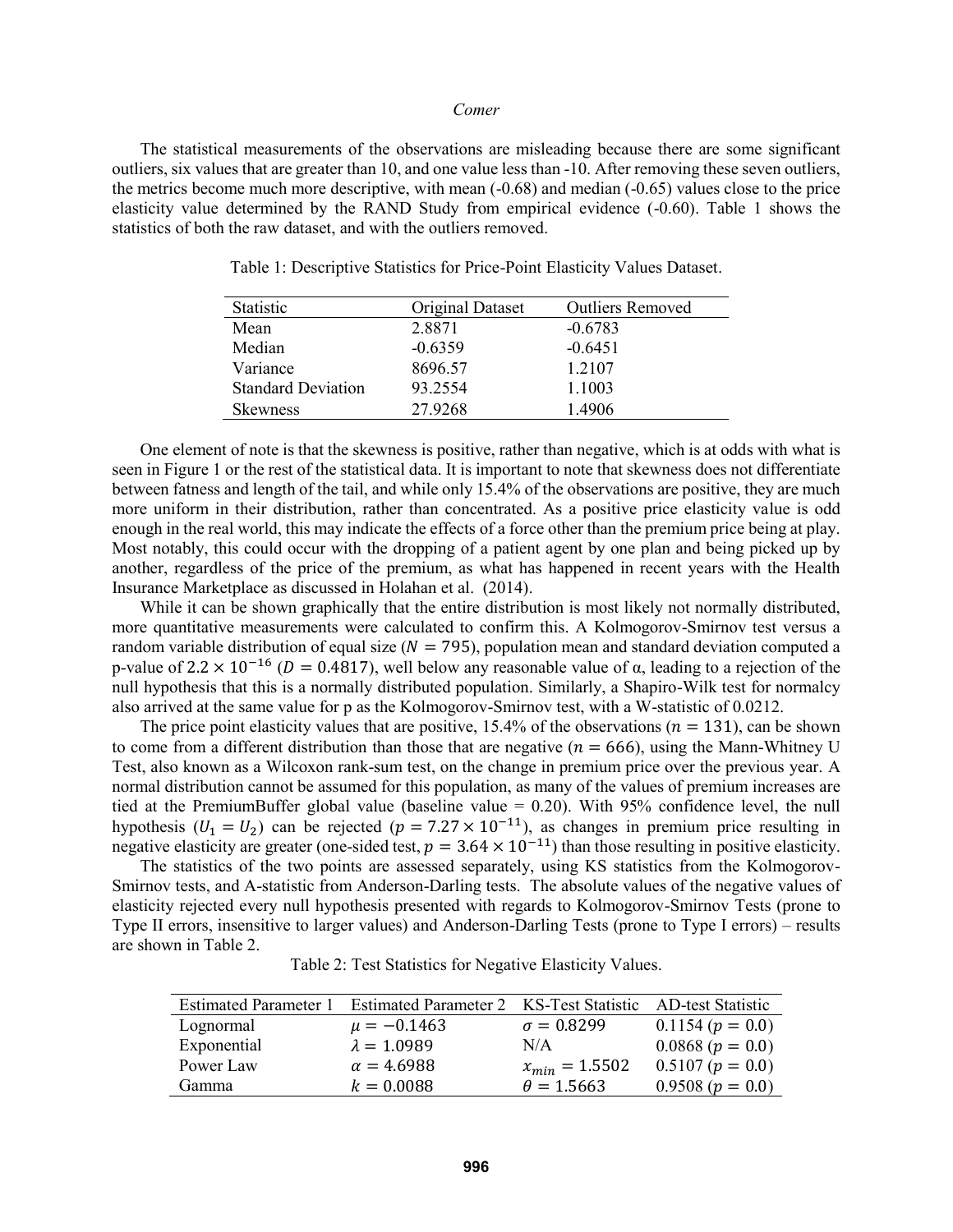The statistical measurements of the observations are misleading because there are some significant outliers, six values that are greater than 10, and one value less than -10. After removing these seven outliers, the metrics become much more descriptive, with mean (-0.68) and median (-0.65) values close to the price elasticity value determined by the RAND Study from empirical evidence (-0.60). Table 1 shows the statistics of both the raw dataset, and with the outliers removed.

Table 1: Descriptive Statistics for Price-Point Elasticity Values Dataset.

| Statistic | Original Dataset | Outliers Removed |
|---|---|---|
| Mean | 2.8871 | -0.6783 |
| Median | -0.6359 | -0.6451 |
| Variance | 8696.57 | 1.2107 |
| Standard Deviation | 93.2554 | 1.1003 |
| Skewness | 27.9268 | 1.4906 |

One element of note is that the skewness is positive, rather than negative, which is at odds with what is seen in Figure 1 or the rest of the statistical data. It is important to note that skewness does not differentiate between fatness and length of the tail, and while only 15.4% of the observations are positive, they are much more uniform in their distribution, rather than concentrated. As a positive price elasticity value is odd enough in the real world, this may indicate the effects of a force other than the premium price being at play. Most notably, this could occur with the dropping of a patient agent by one plan and being picked up by another, regardless of the price of the premium, as what has happened in recent years with the Health Insurance Marketplace as discussed in Holahan et al. (2014).

While it can be shown graphically that the entire distribution is most likely not normally distributed, more quantitative measurements were calculated to confirm this. A Kolmogorov-Smirnov test versus a random variable distribution of equal size ($N = 795$), population mean and standard deviation computed a p-value of $2.2 \times 10^{-16}$ ($D = 0.4817$), well below any reasonable value of α, leading to a rejection of the null hypothesis that this is a normally distributed population. Similarly, a Shapiro-Wilk test for normalcy also arrived at the same value for p as the Kolmogorov-Smirnov test, with a W-statistic of 0.0212.

The price point elasticity values that are positive, 15.4% of the observations ($n = 131$), can be shown to come from a different distribution than those that are negative ($n = 666$), using the Mann-Whitney U Test, also known as a Wilcoxon rank-sum test, on the change in premium price over the previous year. A normal distribution cannot be assumed for this population, as many of the values of premium increases are tied at the PremiumBuffer global value (baseline value = 0.20). With 95% confidence level, the null hypothesis ($U_1 = U_2$) can be rejected ($p = 7.27 \times 10^{-11}$), as changes in premium price resulting in negative elasticity are greater (one-sided test, $p = 3.64 \times 10^{-11}$) than those resulting in positive elasticity.

The statistics of the two points are assessed separately, using KS statistics from the Kolmogorov-Smirnov tests, and A-statistic from Anderson-Darling tests. The absolute values of the negative values of elasticity rejected every null hypothesis presented with regards to Kolmogorov-Smirnov Tests (prone to Type II errors, insensitive to larger values) and Anderson-Darling Tests (prone to Type I errors) – results are shown in Table 2.

Table 2: Test Statistics for Negative Elasticity Values.

| Estimated Parameter 1 | Estimated Parameter 2 | KS-Test Statistic | AD-test Statistic |
|---|---|---|---|
| Lognormal | $\mu = -0.1463$ | $\sigma = 0.8299$ | 0.1154 ($p = 0.0$) |
| Exponential | $\lambda = 1.0989$ | N/A | 0.0868 ($p = 0.0$) |
| Power Law | $\alpha = 4.6988$ | $x_{min} = 1.5502$ | 0.5107 ($p = 0.0$) |
| Gamma | $k = 0.0088$ | $\theta = 1.5663$ | 0.9508 ($p = 0.0$) |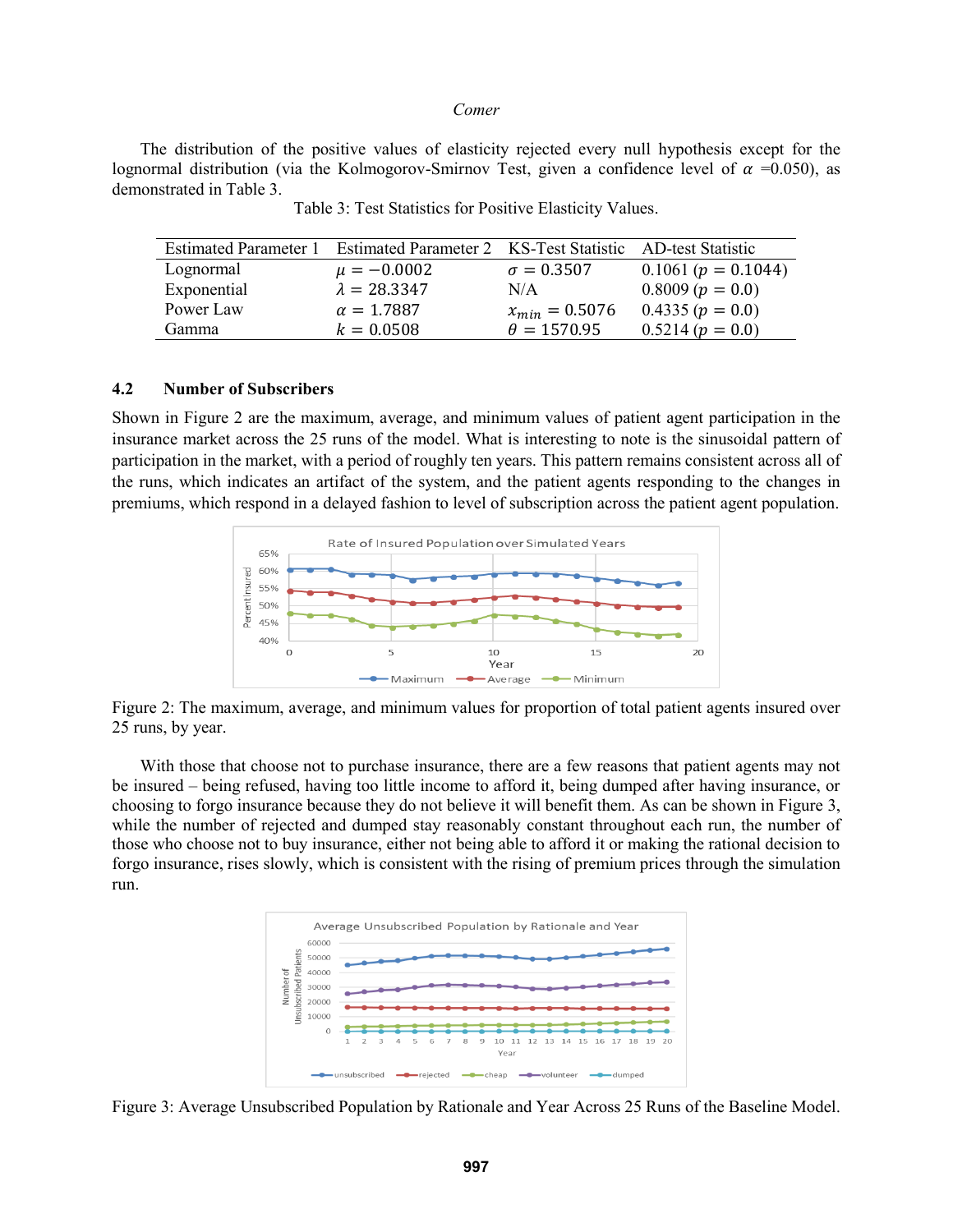The distribution of the positive values of elasticity rejected every null hypothesis except for the lognormal distribution (via the Kolmogorov-Smirnov Test, given a confidence level of $\alpha$ =0.050), as demonstrated in Table 3.

Table 3: Test Statistics for Positive Elasticity Values.

| Estimated Parameter 1 | Estimated Parameter 2 | KS-Test Statistic | AD-test Statistic |
|---|---|---|---|
| Lognormal | $\mu = -0.0002$ | $\sigma = 0.3507$ | $0.1061$ ($p = 0.1044$) |
| Exponential | $\lambda = 28.3347$ | N/A | $0.8009$ ($p = 0.0$) |
| Power Law | $\alpha = 1.7887$ | $x_{min} = 0.5076$ | $0.4335$ ($p = 0.0$) |
| Gamma | $k = 0.0508$ | $\theta = 1570.95$ | $0.5214$ ($p = 0.0$) |

### 4.2 Number of Subscribers

Shown in Figure 2 are the maximum, average, and minimum values of patient agent participation in the insurance market across the 25 runs of the model. What is interesting to note is the sinusoidal pattern of participation in the market, with a period of roughly ten years. This pattern remains consistent across all of the runs, which indicates an artifact of the system, and the patient agents responding to the changes in premiums, which respond in a delayed fashion to level of subscription across the patient agent population.

Figure 2: The maximum, average, and minimum values for proportion of total patient agents insured over 25 runs, by year.

With those that choose not to purchase insurance, there are a few reasons that patient agents may not be insured – being refused, having too little income to afford it, being dumped after having insurance, or choosing to forgo insurance because they do not believe it will benefit them. As can be shown in Figure 3, while the number of rejected and dumped stay reasonably constant throughout each run, the number of those who choose not to buy insurance, either not being able to afford it or making the rational decision to forgo insurance, rises slowly, which is consistent with the rising of premium prices through the simulation run.

Figure 3: Average Unsubscribed Population by Rationale and Year Across 25 Runs of the Baseline Model.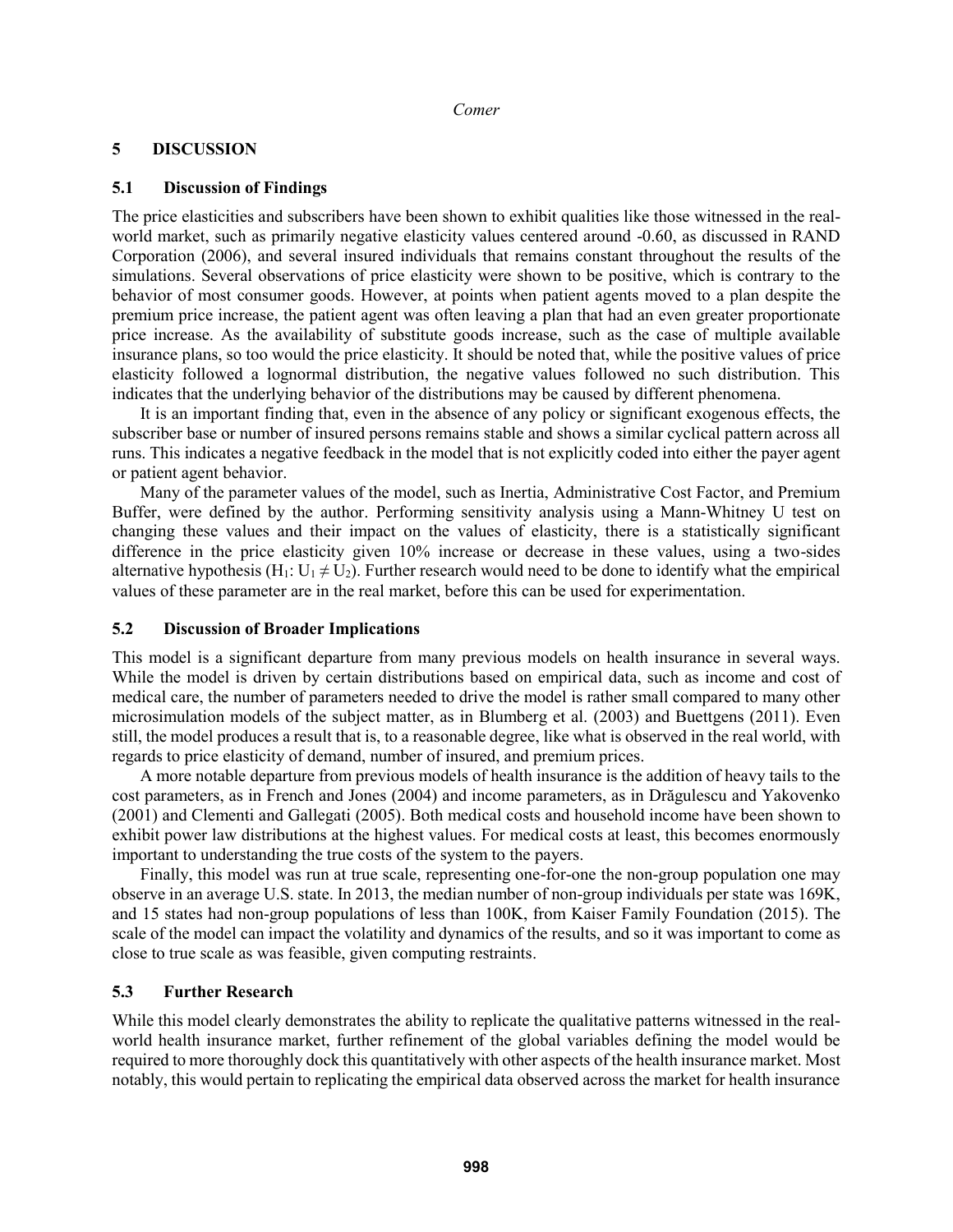## 5 DISCUSSION

### 5.1 Discussion of Findings

The price elasticities and subscribers have been shown to exhibit qualities like those witnessed in the real-world market, such as primarily negative elasticity values centered around -0.60, as discussed in RAND Corporation (2006), and several insured individuals that remains constant throughout the results of the simulations. Several observations of price elasticity were shown to be positive, which is contrary to the behavior of most consumer goods. However, at points when patient agents moved to a plan despite the premium price increase, the patient agent was often leaving a plan that had an even greater proportionate price increase. As the availability of substitute goods increase, such as the case of multiple available insurance plans, so too would the price elasticity. It should be noted that, while the positive values of price elasticity followed a lognormal distribution, the negative values followed no such distribution. This indicates that the underlying behavior of the distributions may be caused by different phenomena.

It is an important finding that, even in the absence of any policy or significant exogenous effects, the subscriber base or number of insured persons remains stable and shows a similar cyclical pattern across all runs. This indicates a negative feedback in the model that is not explicitly coded into either the payer agent or patient agent behavior.

Many of the parameter values of the model, such as Inertia, Administrative Cost Factor, and Premium Buffer, were defined by the author. Performing sensitivity analysis using a Mann-Whitney U test on changing these values and their impact on the values of elasticity, there is a statistically significant difference in the price elasticity given 10% increase or decrease in these values, using a two-sides alternative hypothesis ($H_1$: $U_1 \neq U_2$). Further research would need to be done to identify what the empirical values of these parameter are in the real market, before this can be used for experimentation.

### 5.2 Discussion of Broader Implications

This model is a significant departure from many previous models on health insurance in several ways. While the model is driven by certain distributions based on empirical data, such as income and cost of medical care, the number of parameters needed to drive the model is rather small compared to many other microsimulation models of the subject matter, as in Blumberg et al. (2003) and Buettgens (2011). Even still, the model produces a result that is, to a reasonable degree, like what is observed in the real world, with regards to price elasticity of demand, number of insured, and premium prices.

A more notable departure from previous models of health insurance is the addition of heavy tails to the cost parameters, as in French and Jones (2004) and income parameters, as in Drăgulescu and Yakovenko (2001) and Clementi and Gallegati (2005). Both medical costs and household income have been shown to exhibit power law distributions at the highest values. For medical costs at least, this becomes enormously important to understanding the true costs of the system to the payers.

Finally, this model was run at true scale, representing one-for-one the non-group population one may observe in an average U.S. state. In 2013, the median number of non-group individuals per state was 169K, and 15 states had non-group populations of less than 100K, from Kaiser Family Foundation (2015). The scale of the model can impact the volatility and dynamics of the results, and so it was important to come as close to true scale as was feasible, given computing restraints.

### 5.3 Further Research

While this model clearly demonstrates the ability to replicate the qualitative patterns witnessed in the real-world health insurance market, further refinement of the global variables defining the model would be required to more thoroughly dock this quantitatively with other aspects of the health insurance market. Most notably, this would pertain to replicating the empirical data observed across the market for health insurance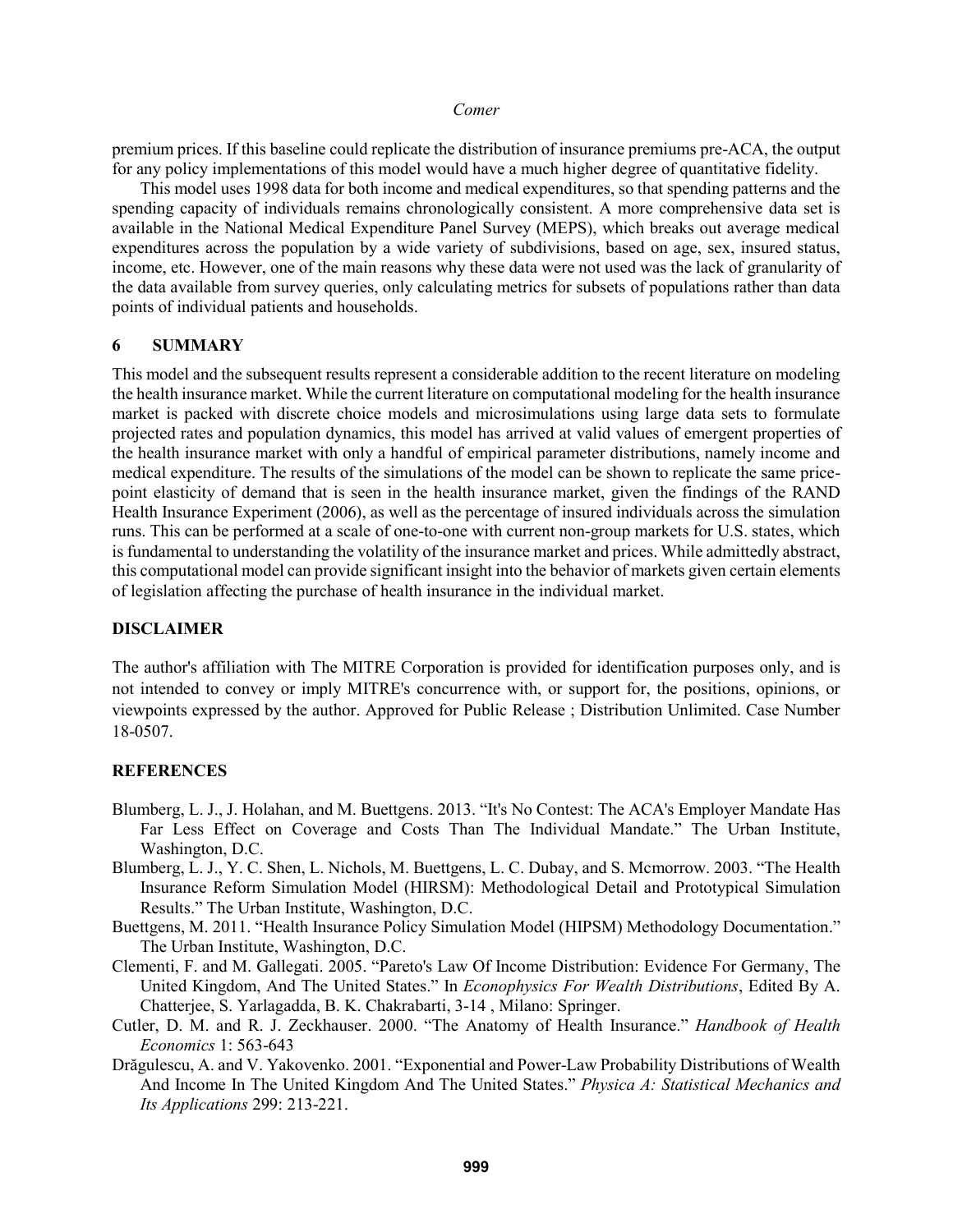premium prices. If this baseline could replicate the distribution of insurance premiums pre-ACA, the output for any policy implementations of this model would have a much higher degree of quantitative fidelity.

This model uses 1998 data for both income and medical expenditures, so that spending patterns and the spending capacity of individuals remains chronologically consistent. A more comprehensive data set is available in the National Medical Expenditure Panel Survey (MEPS), which breaks out average medical expenditures across the population by a wide variety of subdivisions, based on age, sex, insured status, income, etc. However, one of the main reasons why these data were not used was the lack of granularity of the data available from survey queries, only calculating metrics for subsets of populations rather than data points of individual patients and households.

## 6 SUMMARY

This model and the subsequent results represent a considerable addition to the recent literature on modeling the health insurance market. While the current literature on computational modeling for the health insurance market is packed with discrete choice models and microsimulations using large data sets to formulate projected rates and population dynamics, this model has arrived at valid values of emergent properties of the health insurance market with only a handful of empirical parameter distributions, namely income and medical expenditure. The results of the simulations of the model can be shown to replicate the same price-point elasticity of demand that is seen in the health insurance market, given the findings of the RAND Health Insurance Experiment (2006), as well as the percentage of insured individuals across the simulation runs. This can be performed at a scale of one-to-one with current non-group markets for U.S. states, which is fundamental to understanding the volatility of the insurance market and prices. While admittedly abstract, this computational model can provide significant insight into the behavior of markets given certain elements of legislation affecting the purchase of health insurance in the individual market.

## DISCLAIMER

The author's affiliation with The MITRE Corporation is provided for identification purposes only, and is not intended to convey or imply MITRE's concurrence with, or support for, the positions, opinions, or viewpoints expressed by the author. Approved for Public Release ; Distribution Unlimited. Case Number 18-0507.

## REFERENCES

Blumberg, L. J., J. Holahan, and M. Buettgens. 2013. "It's No Contest: The ACA's Employer Mandate Has Far Less Effect on Coverage and Costs Than The Individual Mandate." The Urban Institute, Washington, D.C.

Blumberg, L. J., Y. C. Shen, L. Nichols, M. Buettgens, L. C. Dubay, and S. Mcmorrow. 2003. "The Health Insurance Reform Simulation Model (HIRSM): Methodological Detail and Prototypical Simulation Results." The Urban Institute, Washington, D.C.

Buettgens, M. 2011. "Health Insurance Policy Simulation Model (HIPSM) Methodology Documentation." The Urban Institute, Washington, D.C.

Clementi, F. and M. Gallegati. 2005. "Pareto's Law Of Income Distribution: Evidence For Germany, The United Kingdom, And The United States." In *Econophysics For Wealth Distributions*, Edited By A. Chatterjee, S. Yarlagadda, B. K. Chakrabarti, 3-14 , Milano: Springer.

Cutler, D. M. and R. J. Zeckhauser. 2000. "The Anatomy of Health Insurance." *Handbook of Health Economics* 1: 563-643

Drăgulescu, A. and V. Yakovenko. 2001. "Exponential and Power-Law Probability Distributions of Wealth And Income In The United Kingdom And The United States." *Physica A: Statistical Mechanics and Its Applications* 299: 213-221.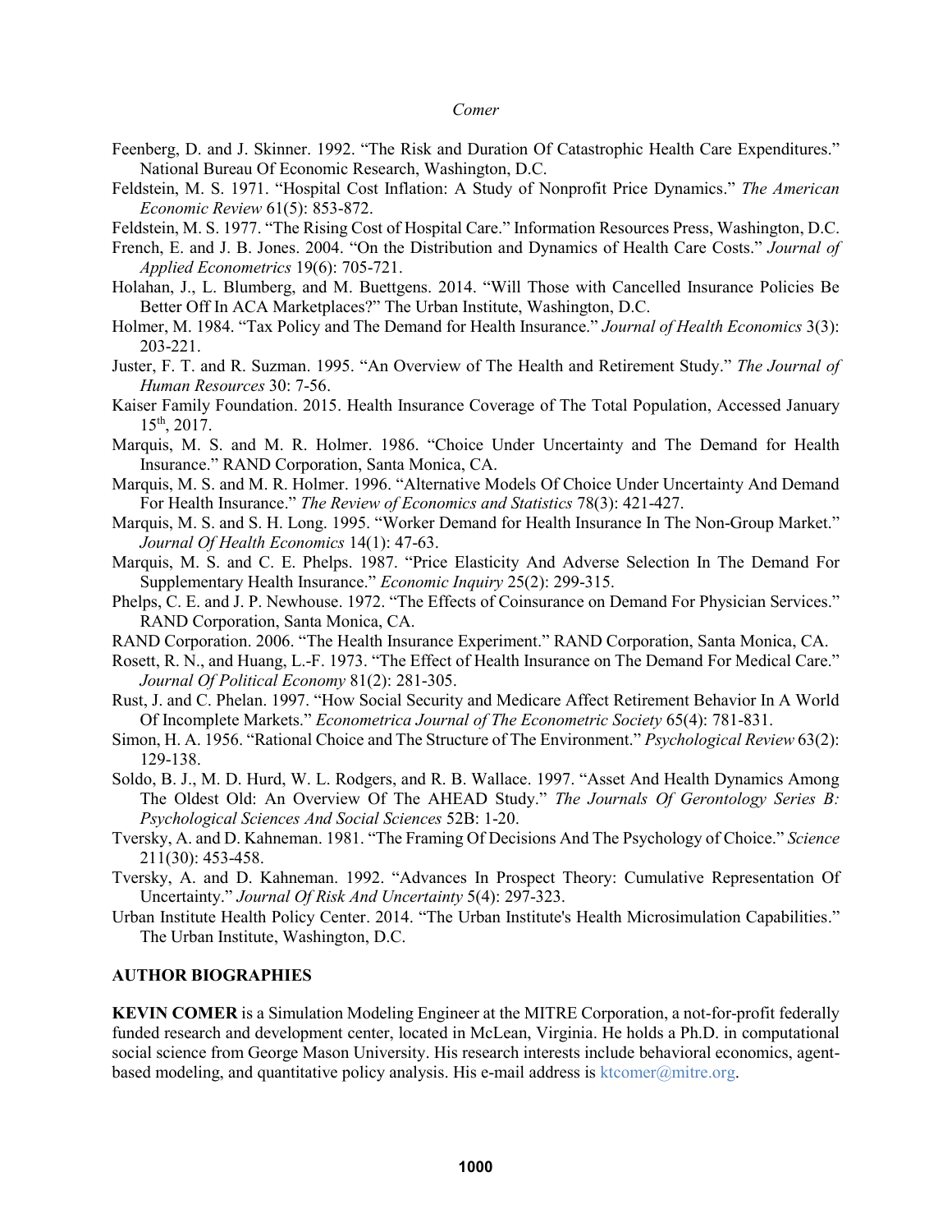Feenberg, D. and J. Skinner. 1992. "The Risk and Duration Of Catastrophic Health Care Expenditures." National Bureau Of Economic Research, Washington, D.C.

Feldstein, M. S. 1971. "Hospital Cost Inflation: A Study of Nonprofit Price Dynamics." *The American Economic Review* 61(5): 853-872.

Feldstein, M. S. 1977. "The Rising Cost of Hospital Care." Information Resources Press, Washington, D.C.

French, E. and J. B. Jones. 2004. "On the Distribution and Dynamics of Health Care Costs." *Journal of Applied Econometrics* 19(6): 705-721.

Holahan, J., L. Blumberg, and M. Buettgens. 2014. "Will Those with Cancelled Insurance Policies Be Better Off In ACA Marketplaces?" The Urban Institute, Washington, D.C.

Holmer, M. 1984. "Tax Policy and The Demand for Health Insurance." *Journal of Health Economics* 3(3): 203-221.

Juster, F. T. and R. Suzman. 1995. "An Overview of The Health and Retirement Study." *The Journal of Human Resources* 30: 7-56.

Kaiser Family Foundation. 2015. Health Insurance Coverage of The Total Population, Accessed January 15th, 2017.

Marquis, M. S. and M. R. Holmer. 1986. "Choice Under Uncertainty and The Demand for Health Insurance." RAND Corporation, Santa Monica, CA.

Marquis, M. S. and M. R. Holmer. 1996. "Alternative Models Of Choice Under Uncertainty And Demand For Health Insurance." *The Review of Economics and Statistics* 78(3): 421-427.

Marquis, M. S. and S. H. Long. 1995. "Worker Demand for Health Insurance In The Non-Group Market." *Journal Of Health Economics* 14(1): 47-63.

Marquis, M. S. and C. E. Phelps. 1987. "Price Elasticity And Adverse Selection In The Demand For Supplementary Health Insurance." *Economic Inquiry* 25(2): 299-315.

Phelps, C. E. and J. P. Newhouse. 1972. "The Effects of Coinsurance on Demand For Physician Services." RAND Corporation, Santa Monica, CA.

RAND Corporation. 2006. "The Health Insurance Experiment." RAND Corporation, Santa Monica, CA.

Rosett, R. N., and Huang, L.-F. 1973. "The Effect of Health Insurance on The Demand For Medical Care." *Journal Of Political Economy* 81(2): 281-305.

Rust, J. and C. Phelan. 1997. "How Social Security and Medicare Affect Retirement Behavior In A World Of Incomplete Markets." *Econometrica Journal of The Econometric Society* 65(4): 781-831.

Simon, H. A. 1956. "Rational Choice and The Structure of The Environment." *Psychological Review* 63(2): 129-138.

Soldo, B. J., M. D. Hurd, W. L. Rodgers, and R. B. Wallace. 1997. "Asset And Health Dynamics Among The Oldest Old: An Overview Of The AHEAD Study." *The Journals Of Gerontology Series B: Psychological Sciences And Social Sciences* 52B: 1-20.

Tversky, A. and D. Kahneman. 1981. "The Framing Of Decisions And The Psychology of Choice." *Science* 211(30): 453-458.

Tversky, A. and D. Kahneman. 1992. "Advances In Prospect Theory: Cumulative Representation Of Uncertainty." *Journal Of Risk And Uncertainty* 5(4): 297-323.

Urban Institute Health Policy Center. 2014. "The Urban Institute's Health Microsimulation Capabilities." The Urban Institute, Washington, D.C.

## AUTHOR BIOGRAPHIES

**KEVIN COMER** is a Simulation Modeling Engineer at the MITRE Corporation, a not-for-profit federally funded research and development center, located in McLean, Virginia. He holds a Ph.D. in computational social science from George Mason University. His research interests include behavioral economics, agent-based modeling, and quantitative policy analysis. His e-mail address is ktcomer@mitre.org.